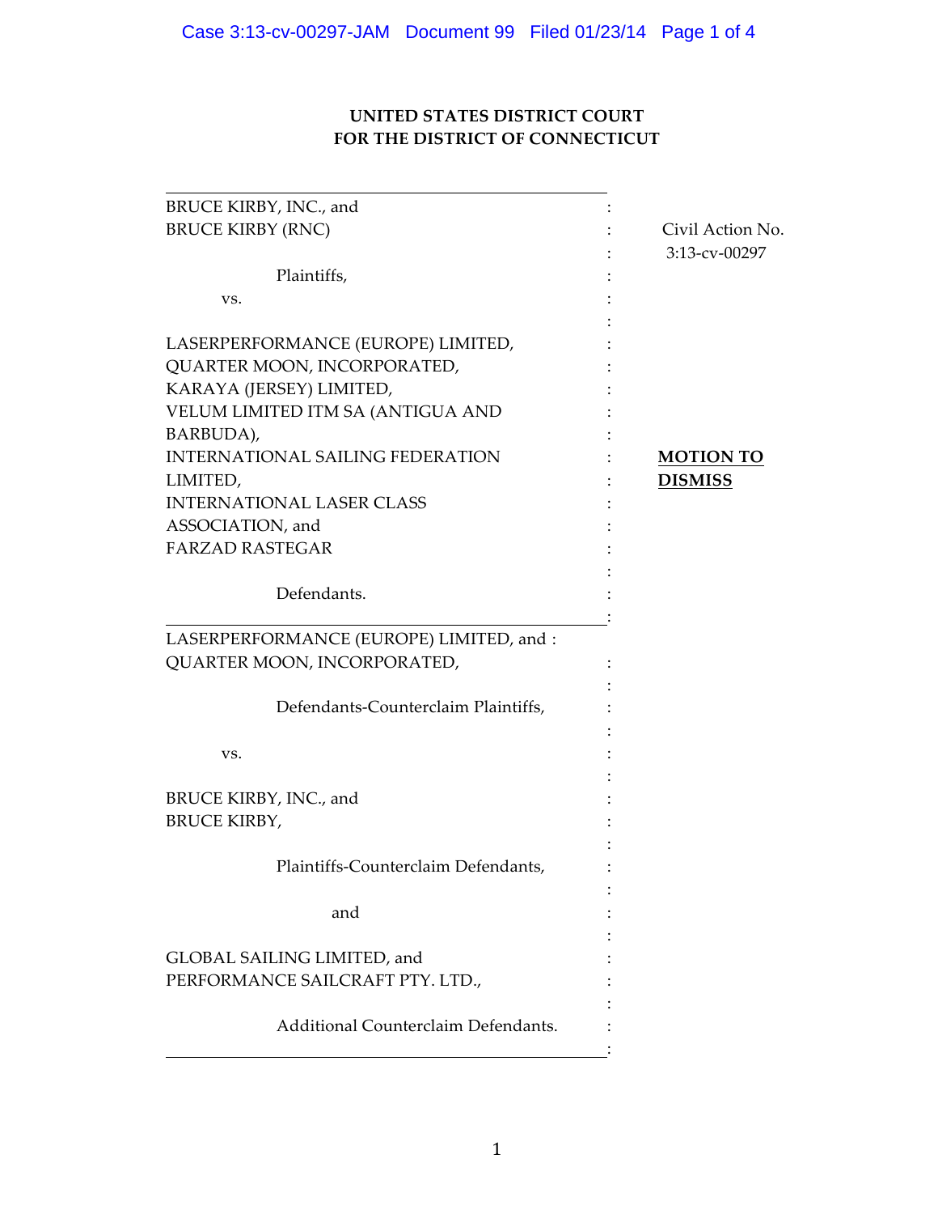**UNITED STATES DISTRICT COURT**
**FOR THE DISTRICT OF CONNECTICUT**

| | |
|---|---|
| BRUCE KIRBY, INC., and<br>BRUCE KIRBY (RNC)<br><br>Plaintiffs,<br><br>vs.<br><br>LASERPERFORMANCE (EUROPE) LIMITED,<br>QUARTER MOON, INCORPORATED,<br>KARAYA (JERSEY) LIMITED,<br>VELUM LIMITED ITM SA (ANTIGUA AND BARBUDA),<br>INTERNATIONAL SAILING FEDERATION LIMITED,<br>INTERNATIONAL LASER CLASS ASSOCIATION, and<br>FARZAD RASTEGAR<br><br>Defendants. | Civil Action No.<br>3:13-cv-00297<br><br><br><br><br><br><br><br><br>**MOTION TO DISMISS** |
| LASERPERFORMANCE (EUROPE) LIMITED, and<br>QUARTER MOON, INCORPORATED,<br><br>Defendants-Counterclaim Plaintiffs,<br><br>vs.<br><br>BRUCE KIRBY, INC., and<br>BRUCE KIRBY,<br><br>Plaintiffs-Counterclaim Defendants,<br><br>and<br><br>GLOBAL SAILING LIMITED, and<br>PERFORMANCE SAILCRAFT PTY. LTD.,<br><br>Additional Counterclaim Defendants. | |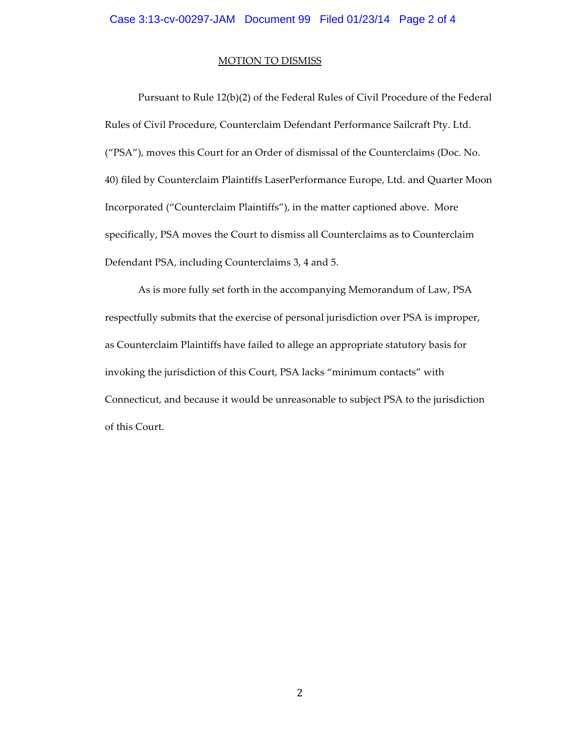## MOTION TO DISMISS

Pursuant to Rule 12(b)(2) of the Federal Rules of Civil Procedure of the Federal Rules of Civil Procedure, Counterclaim Defendant Performance Sailcraft Pty. Ltd. ("PSA"), moves this Court for an Order of dismissal of the Counterclaims (Doc. No. 40) filed by Counterclaim Plaintiffs LaserPerformance Europe, Ltd. and Quarter Moon Incorporated ("Counterclaim Plaintiffs"), in the matter captioned above. More specifically, PSA moves the Court to dismiss all Counterclaims as to Counterclaim Defendant PSA, including Counterclaims 3, 4 and 5.

As is more fully set forth in the accompanying Memorandum of Law, PSA respectfully submits that the exercise of personal jurisdiction over PSA is improper, as Counterclaim Plaintiffs have failed to allege an appropriate statutory basis for invoking the jurisdiction of this Court, PSA lacks "minimum contacts" with Connecticut, and because it would be unreasonable to subject PSA to the jurisdiction of this Court.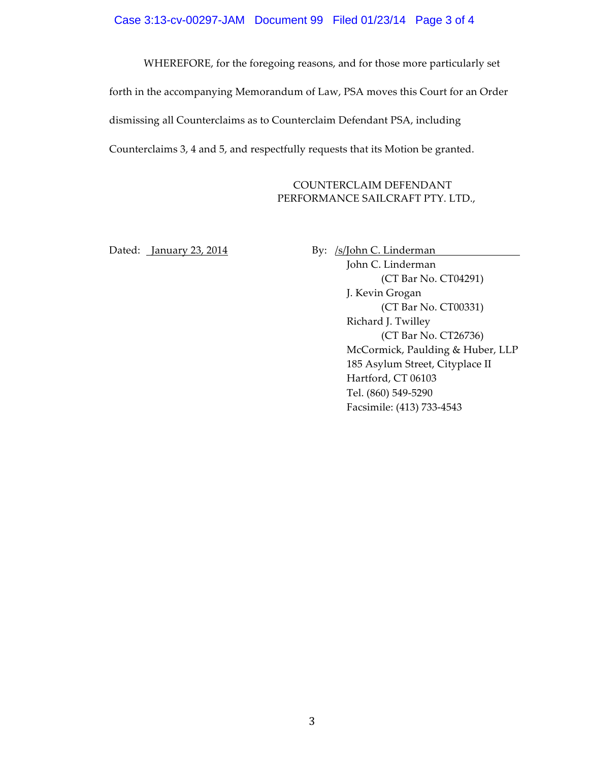WHEREFORE, for the foregoing reasons, and for those more particularly set forth in the accompanying Memorandum of Law, PSA moves this Court for an Order dismissing all Counterclaims as to Counterclaim Defendant PSA, including Counterclaims 3, 4 and 5, and respectfully requests that its Motion be granted.

COUNTERCLAIM DEFENDANT
PERFORMANCE SAILCRAFT PTY. LTD.,

Dated: January 23, 2014

By: /s/John C. Linderman
John C. Linderman
(CT Bar No. CT04291)
J. Kevin Grogan
(CT Bar No. CT00331)
Richard J. Twilley
(CT Bar No. CT26736)
McCormick, Paulding & Huber, LLP
185 Asylum Street, Cityplace II
Hartford, CT 06103
Tel. (860) 549-5290
Facsimile: (413) 733-4543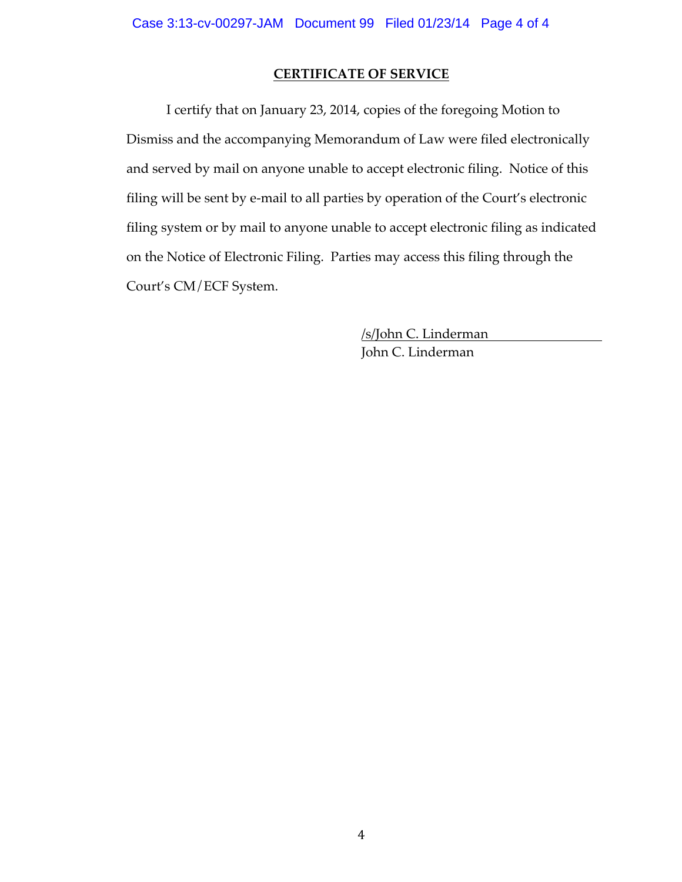**CERTIFICATE OF SERVICE**

I certify that on January 23, 2014, copies of the foregoing Motion to Dismiss and the accompanying Memorandum of Law were filed electronically and served by mail on anyone unable to accept electronic filing. Notice of this filing will be sent by e-mail to all parties by operation of the Court's electronic filing system or by mail to anyone unable to accept electronic filing as indicated on the Notice of Electronic Filing. Parties may access this filing through the Court's CM/ECF System.

/s/John C. Linderman
John C. Linderman